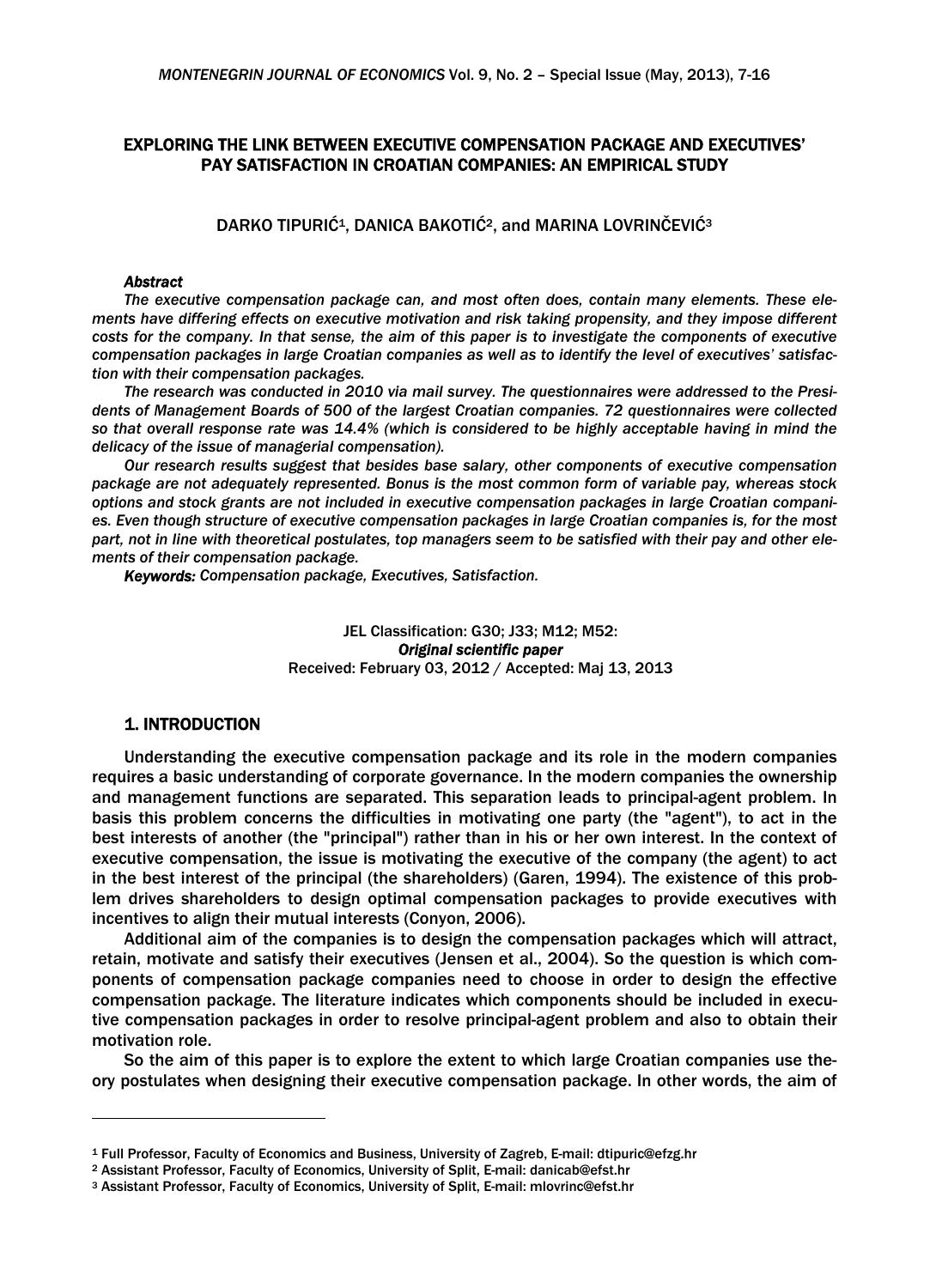# EXPLORING THE LINK BETWEEN EXECUTIVE COMPENSATION PACKAGE AND EXECUTIVES' PAY SATISFACTION IN CROATIAN COMPANIES: AN EMPIRICAL STUDY

DARKO TIPURIĆ[1], DANICA BAKOTIĆ[2], and MARINA LOVRINČEVIĆ[3]

### *Abstract*

*The executive compensation package can, and most often does, contain many elements. These elements have differing effects on executive motivation and risk taking propensity, and they impose different costs for the company. In that sense, the aim of this paper is to investigate the components of executive compensation packages in large Croatian companies as well as to identify the level of executives' satisfaction with their compensation packages.*

*The research was conducted in 2010 via mail survey. The questionnaires were addressed to the Presidents of Management Boards of 500 of the largest Croatian companies. 72 questionnaires were collected so that overall response rate was 14.4% (which is considered to be highly acceptable having in mind the delicacy of the issue of managerial compensation).*

*Our research results suggest that besides base salary, other components of executive compensation package are not adequately represented. Bonus is the most common form of variable pay, whereas stock options and stock grants are not included in executive compensation packages in large Croatian companies. Even though structure of executive compensation packages in large Croatian companies is, for the most part, not in line with theoretical postulates, top managers seem to be satisfied with their pay and other elements of their compensation package.*

***Keywords:*** *Compensation package, Executives, Satisfaction.*

JEL Classification: G30; J33; M12; M52:
***Original scientific paper***
Received: February 03, 2012 / Accepted: Maj 13, 2013

## 1. INTRODUCTION

Understanding the executive compensation package and its role in the modern companies requires a basic understanding of corporate governance. In the modern companies the ownership and management functions are separated. This separation leads to principal-agent problem. In basis this problem concerns the difficulties in motivating one party (the "agent"), to act in the best interests of another (the "principal") rather than in his or her own interest. In the context of executive compensation, the issue is motivating the executive of the company (the agent) to act in the best interest of the principal (the shareholders) (Garen, 1994). The existence of this problem drives shareholders to design optimal compensation packages to provide executives with incentives to align their mutual interests (Conyon, 2006).

Additional aim of the companies is to design the compensation packages which will attract, retain, motivate and satisfy their executives (Jensen et al., 2004). So the question is which components of compensation package companies need to choose in order to design the effective compensation package. The literature indicates which components should be included in executive compensation packages in order to resolve principal-agent problem and also to obtain their motivation role.

So the aim of this paper is to explore the extent to which large Croatian companies use theory postulates when designing their executive compensation package. In other words, the aim of

---

[1] Full Professor, Faculty of Economics and Business, University of Zagreb, E-mail: dtipuric@efzg.hr

[2] Assistant Professor, Faculty of Economics, University of Split, E-mail: danicab@efst.hr

[3] Assistant Professor, Faculty of Economics, University of Split, E-mail: mlovrinc@efst.hr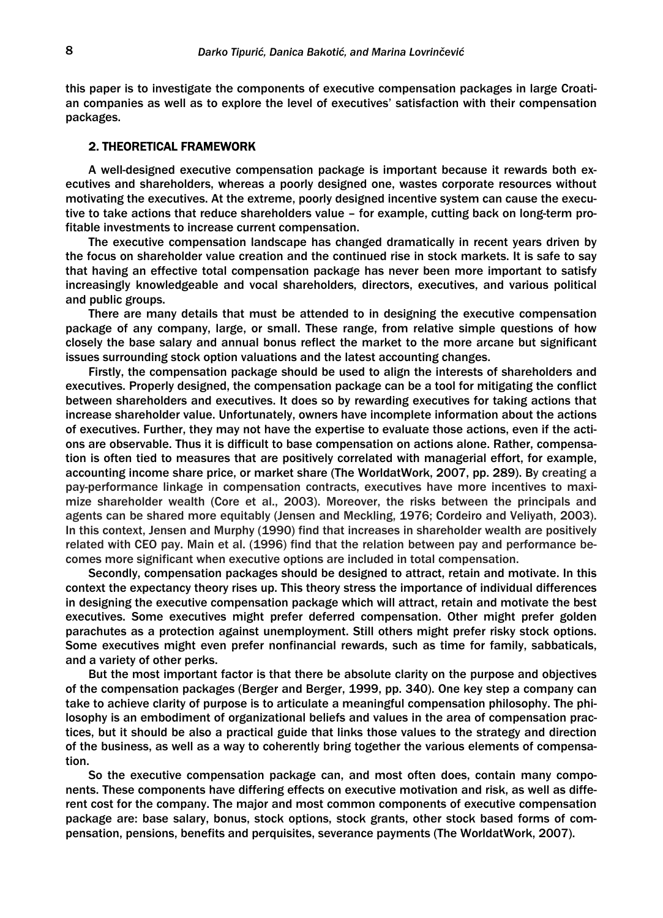this paper is to investigate the components of executive compensation packages in large Croatian companies as well as to explore the level of executives' satisfaction with their compensation packages.

## 2. THEORETICAL FRAMEWORK

A well-designed executive compensation package is important because it rewards both executives and shareholders, whereas a poorly designed one, wastes corporate resources without motivating the executives. At the extreme, poorly designed incentive system can cause the executive to take actions that reduce shareholders value – for example, cutting back on long-term profitable investments to increase current compensation.

The executive compensation landscape has changed dramatically in recent years driven by the focus on shareholder value creation and the continued rise in stock markets. It is safe to say that having an effective total compensation package has never been more important to satisfy increasingly knowledgeable and vocal shareholders, directors, executives, and various political and public groups.

There are many details that must be attended to in designing the executive compensation package of any company, large, or small. These range, from relative simple questions of how closely the base salary and annual bonus reflect the market to the more arcane but significant issues surrounding stock option valuations and the latest accounting changes.

Firstly, the compensation package should be used to align the interests of shareholders and executives. Properly designed, the compensation package can be a tool for mitigating the conflict between shareholders and executives. It does so by rewarding executives for taking actions that increase shareholder value. Unfortunately, owners have incomplete information about the actions of executives. Further, they may not have the expertise to evaluate those actions, even if the actions are observable. Thus it is difficult to base compensation on actions alone. Rather, compensation is often tied to measures that are positively correlated with managerial effort, for example, accounting income share price, or market share (The WorldatWork, 2007, pp. 289). By creating a pay-performance linkage in compensation contracts, executives have more incentives to maximize shareholder wealth (Core et al., 2003). Moreover, the risks between the principals and agents can be shared more equitably (Jensen and Meckling, 1976; Cordeiro and Veliyath, 2003). In this context, Jensen and Murphy (1990) find that increases in shareholder wealth are positively related with CEO pay. Main et al. (1996) find that the relation between pay and performance becomes more significant when executive options are included in total compensation.

Secondly, compensation packages should be designed to attract, retain and motivate. In this context the expectancy theory rises up. This theory stress the importance of individual differences in designing the executive compensation package which will attract, retain and motivate the best executives. Some executives might prefer deferred compensation. Other might prefer golden parachutes as a protection against unemployment. Still others might prefer risky stock options. Some executives might even prefer nonfinancial rewards, such as time for family, sabbaticals, and a variety of other perks.

But the most important factor is that there be absolute clarity on the purpose and objectives of the compensation packages (Berger and Berger, 1999, pp. 340). One key step a company can take to achieve clarity of purpose is to articulate a meaningful compensation philosophy. The philosophy is an embodiment of organizational beliefs and values in the area of compensation practices, but it should be also a practical guide that links those values to the strategy and direction of the business, as well as a way to coherently bring together the various elements of compensation.

So the executive compensation package can, and most often does, contain many components. These components have differing effects on executive motivation and risk, as well as different cost for the company. The major and most common components of executive compensation package are: base salary, bonus, stock options, stock grants, other stock based forms of compensation, pensions, benefits and perquisites, severance payments (The WorldatWork, 2007).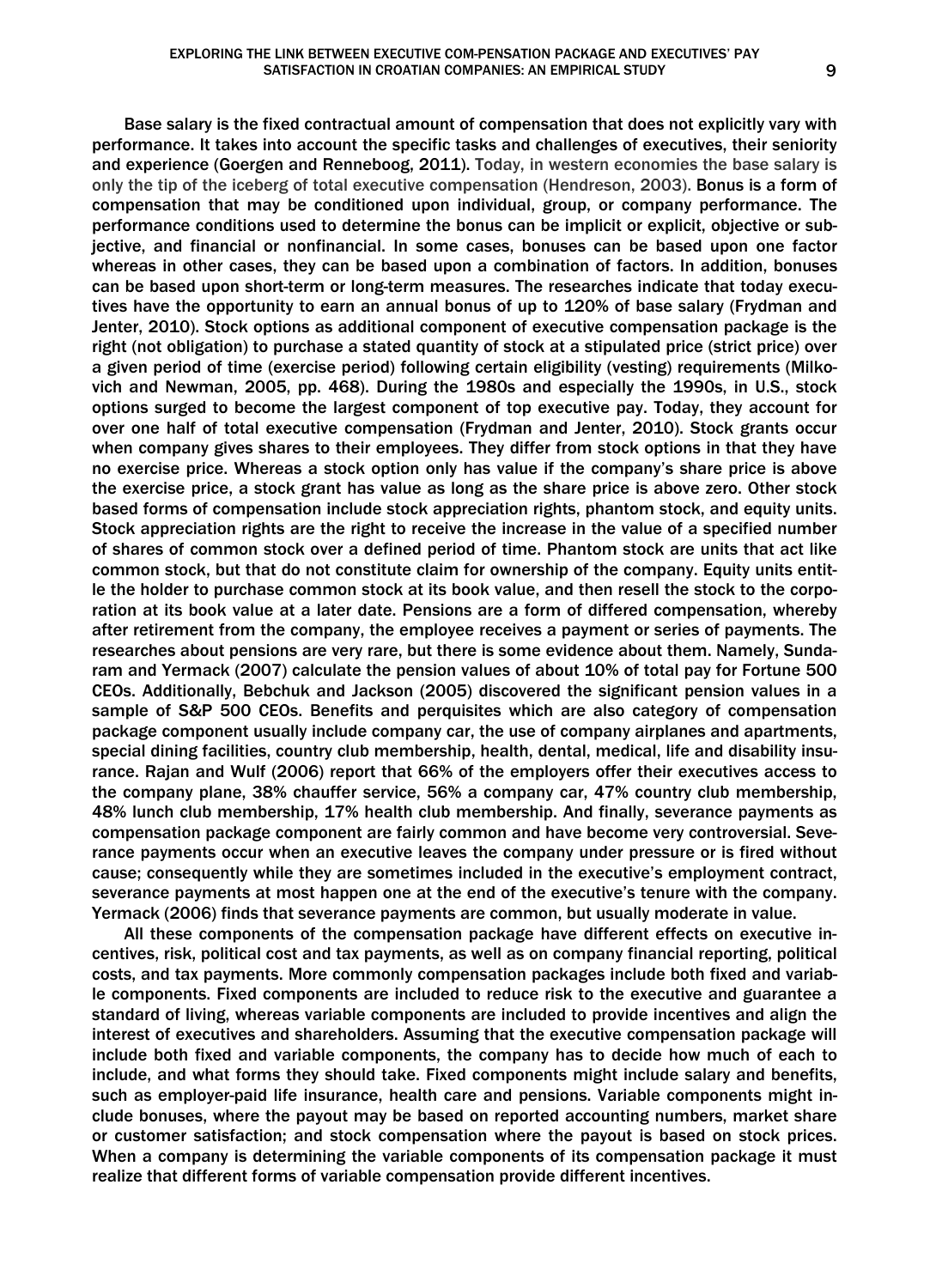Base salary is the fixed contractual amount of compensation that does not explicitly vary with performance. It takes into account the specific tasks and challenges of executives, their seniority and experience (Goergen and Renneboog, 2011). Today, in western economies the base salary is only the tip of the iceberg of total executive compensation (Hendreson, 2003). Bonus is a form of compensation that may be conditioned upon individual, group, or company performance. The performance conditions used to determine the bonus can be implicit or explicit, objective or subjective, and financial or nonfinancial. In some cases, bonuses can be based upon one factor whereas in other cases, they can be based upon a combination of factors. In addition, bonuses can be based upon short-term or long-term measures. The researches indicate that today executives have the opportunity to earn an annual bonus of up to 120% of base salary (Frydman and Jenter, 2010). Stock options as additional component of executive compensation package is the right (not obligation) to purchase a stated quantity of stock at a stipulated price (strict price) over a given period of time (exercise period) following certain eligibility (vesting) requirements (Milkovich and Newman, 2005, pp. 468). During the 1980s and especially the 1990s, in U.S., stock options surged to become the largest component of top executive pay. Today, they account for over one half of total executive compensation (Frydman and Jenter, 2010). Stock grants occur when company gives shares to their employees. They differ from stock options in that they have no exercise price. Whereas a stock option only has value if the company's share price is above the exercise price, a stock grant has value as long as the share price is above zero. Other stock based forms of compensation include stock appreciation rights, phantom stock, and equity units. Stock appreciation rights are the right to receive the increase in the value of a specified number of shares of common stock over a defined period of time. Phantom stock are units that act like common stock, but that do not constitute claim for ownership of the company. Equity units entitle the holder to purchase common stock at its book value, and then resell the stock to the corporation at its book value at a later date. Pensions are a form of differed compensation, whereby after retirement from the company, the employee receives a payment or series of payments. The researches about pensions are very rare, but there is some evidence about them. Namely, Sundaram and Yermack (2007) calculate the pension values of about 10% of total pay for Fortune 500 CEOs. Additionally, Bebchuk and Jackson (2005) discovered the significant pension values in a sample of S&P 500 CEOs. Benefits and perquisites which are also category of compensation package component usually include company car, the use of company airplanes and apartments, special dining facilities, country club membership, health, dental, medical, life and disability insurance. Rajan and Wulf (2006) report that 66% of the employers offer their executives access to the company plane, 38% chauffer service, 56% a company car, 47% country club membership, 48% lunch club membership, 17% health club membership. And finally, severance payments as compensation package component are fairly common and have become very controversial. Severance payments occur when an executive leaves the company under pressure or is fired without cause; consequently while they are sometimes included in the executive's employment contract, severance payments at most happen one at the end of the executive's tenure with the company. Yermack (2006) finds that severance payments are common, but usually moderate in value.

All these components of the compensation package have different effects on executive incentives, risk, political cost and tax payments, as well as on company financial reporting, political costs, and tax payments. More commonly compensation packages include both fixed and variable components. Fixed components are included to reduce risk to the executive and guarantee a standard of living, whereas variable components are included to provide incentives and align the interest of executives and shareholders. Assuming that the executive compensation package will include both fixed and variable components, the company has to decide how much of each to include, and what forms they should take. Fixed components might include salary and benefits, such as employer-paid life insurance, health care and pensions. Variable components might include bonuses, where the payout may be based on reported accounting numbers, market share or customer satisfaction; and stock compensation where the payout is based on stock prices. When a company is determining the variable components of its compensation package it must realize that different forms of variable compensation provide different incentives.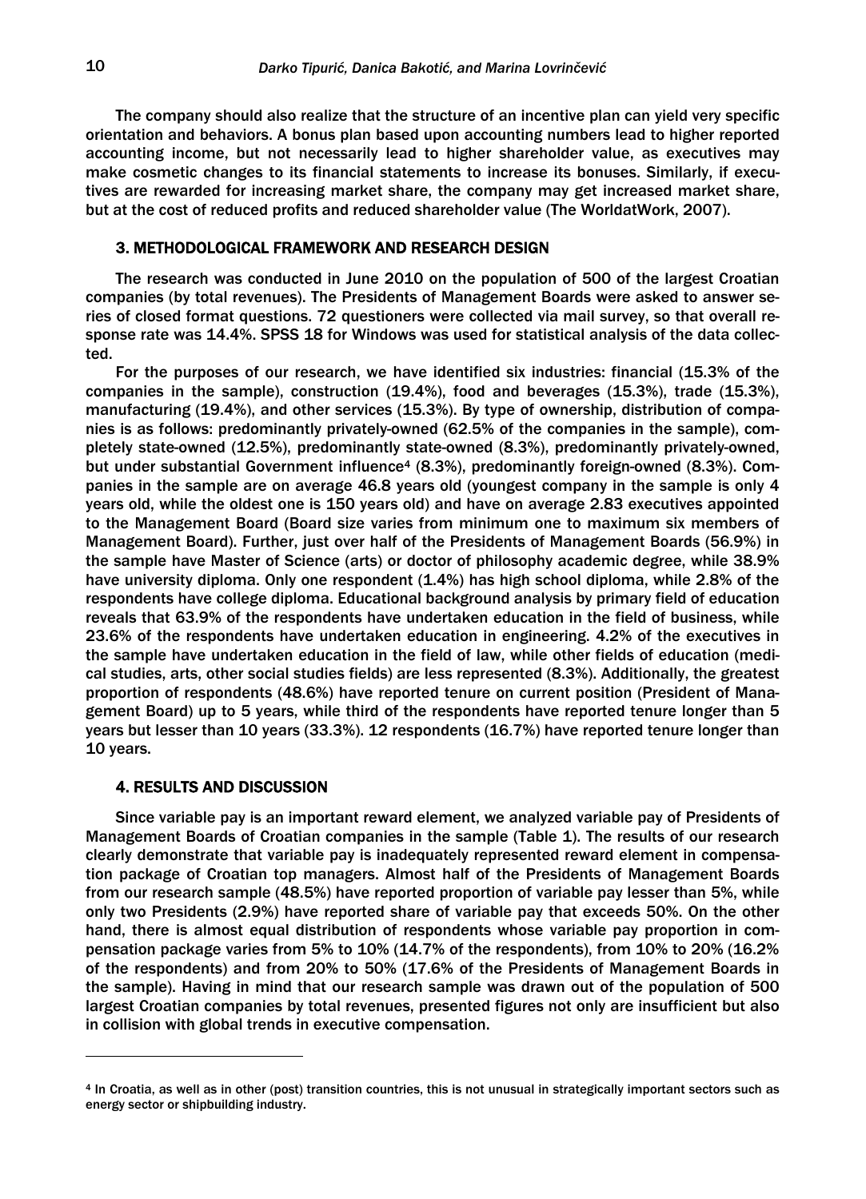The company should also realize that the structure of an incentive plan can yield very specific orientation and behaviors. A bonus plan based upon accounting numbers lead to higher reported accounting income, but not necessarily lead to higher shareholder value, as executives may make cosmetic changes to its financial statements to increase its bonuses. Similarly, if executives are rewarded for increasing market share, the company may get increased market share, but at the cost of reduced profits and reduced shareholder value (The WorldatWork, 2007).

## 3. METHODOLOGICAL FRAMEWORK AND RESEARCH DESIGN

The research was conducted in June 2010 on the population of 500 of the largest Croatian companies (by total revenues). The Presidents of Management Boards were asked to answer series of closed format questions. 72 questioners were collected via mail survey, so that overall response rate was 14.4%. SPSS 18 for Windows was used for statistical analysis of the data collected.

For the purposes of our research, we have identified six industries: financial (15.3% of the companies in the sample), construction (19.4%), food and beverages (15.3%), trade (15.3%), manufacturing (19.4%), and other services (15.3%). By type of ownership, distribution of companies is as follows: predominantly privately-owned (62.5% of the companies in the sample), completely state-owned (12.5%), predominantly state-owned (8.3%), predominantly privately-owned, but under substantial Government influence[4] (8.3%), predominantly foreign-owned (8.3%). Companies in the sample are on average 46.8 years old (youngest company in the sample is only 4 years old, while the oldest one is 150 years old) and have on average 2.83 executives appointed to the Management Board (Board size varies from minimum one to maximum six members of Management Board). Further, just over half of the Presidents of Management Boards (56.9%) in the sample have Master of Science (arts) or doctor of philosophy academic degree, while 38.9% have university diploma. Only one respondent (1.4%) has high school diploma, while 2.8% of the respondents have college diploma. Educational background analysis by primary field of education reveals that 63.9% of the respondents have undertaken education in the field of business, while 23.6% of the respondents have undertaken education in engineering. 4.2% of the executives in the sample have undertaken education in the field of law, while other fields of education (medical studies, arts, other social studies fields) are less represented (8.3%). Additionally, the greatest proportion of respondents (48.6%) have reported tenure on current position (President of Management Board) up to 5 years, while third of the respondents have reported tenure longer than 5 years but lesser than 10 years (33.3%). 12 respondents (16.7%) have reported tenure longer than 10 years.

## 4. RESULTS AND DISCUSSION

Since variable pay is an important reward element, we analyzed variable pay of Presidents of Management Boards of Croatian companies in the sample (Table 1). The results of our research clearly demonstrate that variable pay is inadequately represented reward element in compensation package of Croatian top managers. Almost half of the Presidents of Management Boards from our research sample (48.5%) have reported proportion of variable pay lesser than 5%, while only two Presidents (2.9%) have reported share of variable pay that exceeds 50%. On the other hand, there is almost equal distribution of respondents whose variable pay proportion in compensation package varies from 5% to 10% (14.7% of the respondents), from 10% to 20% (16.2% of the respondents) and from 20% to 50% (17.6% of the Presidents of Management Boards in the sample). Having in mind that our research sample was drawn out of the population of 500 largest Croatian companies by total revenues, presented figures not only are insufficient but also in collision with global trends in executive compensation.

---

[4] In Croatia, as well as in other (post) transition countries, this is not unusual in strategically important sectors such as energy sector or shipbuilding industry.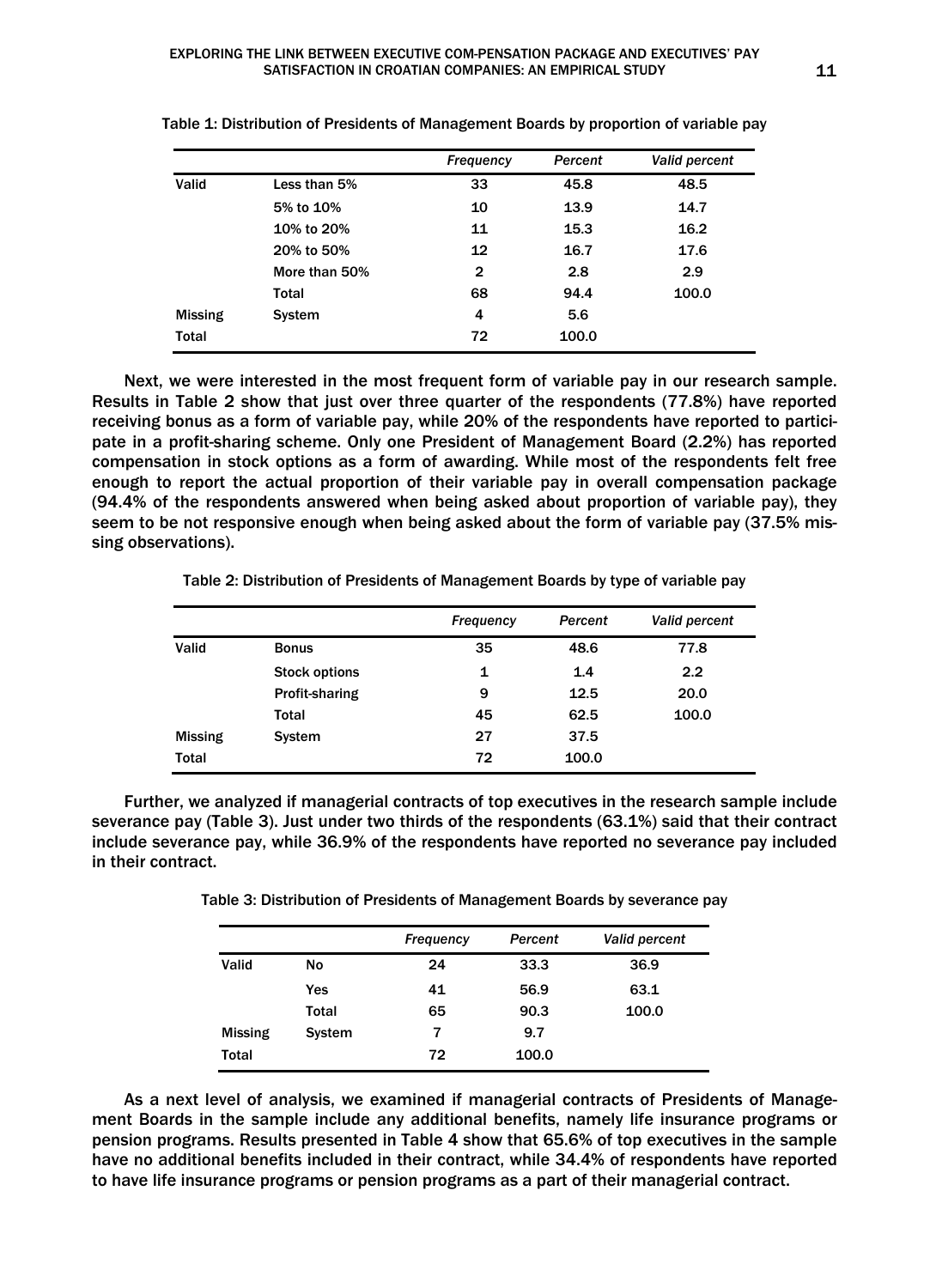Table 1: Distribution of Presidents of Management Boards by proportion of variable pay

| | | *Frequency* | *Percent* | *Valid percent* |
|---|---|---|---|---|
| Valid | Less than 5% | 33 | 45.8 | 48.5 |
| | 5% to 10% | 10 | 13.9 | 14.7 |
| | 10% to 20% | 11 | 15.3 | 16.2 |
| | 20% to 50% | 12 | 16.7 | 17.6 |
| | More than 50% | 2 | 2.8 | 2.9 |
| | Total | 68 | 94.4 | 100.0 |
| Missing | System | 4 | 5.6 | |
| Total | | 72 | 100.0 | |

Next, we were interested in the most frequent form of variable pay in our research sample. Results in Table 2 show that just over three quarter of the respondents (77.8%) have reported receiving bonus as a form of variable pay, while 20% of the respondents have reported to participate in a profit-sharing scheme. Only one President of Management Board (2.2%) has reported compensation in stock options as a form of awarding. While most of the respondents felt free enough to report the actual proportion of their variable pay in overall compensation package (94.4% of the respondents answered when being asked about proportion of variable pay), they seem to be not responsive enough when being asked about the form of variable pay (37.5% missing observations).

Table 2: Distribution of Presidents of Management Boards by type of variable pay

| | | *Frequency* | *Percent* | *Valid percent* |
|---|---|---|---|---|
| Valid | Bonus | 35 | 48.6 | 77.8 |
| | Stock options | 1 | 1.4 | 2.2 |
| | Profit-sharing | 9 | 12.5 | 20.0 |
| | Total | 45 | 62.5 | 100.0 |
| Missing | System | 27 | 37.5 | |
| Total | | 72 | 100.0 | |

Further, we analyzed if managerial contracts of top executives in the research sample include severance pay (Table 3). Just under two thirds of the respondents (63.1%) said that their contract include severance pay, while 36.9% of the respondents have reported no severance pay included in their contract.

Table 3: Distribution of Presidents of Management Boards by severance pay

| | | *Frequency* | *Percent* | *Valid percent* |
|---|---|---|---|---|
| Valid | No | 24 | 33.3 | 36.9 |
| | Yes | 41 | 56.9 | 63.1 |
| | Total | 65 | 90.3 | 100.0 |
| Missing | System | 7 | 9.7 | |
| Total | | 72 | 100.0 | |

As a next level of analysis, we examined if managerial contracts of Presidents of Management Boards in the sample include any additional benefits, namely life insurance programs or pension programs. Results presented in Table 4 show that 65.6% of top executives in the sample have no additional benefits included in their contract, while 34.4% of respondents have reported to have life insurance programs or pension programs as a part of their managerial contract.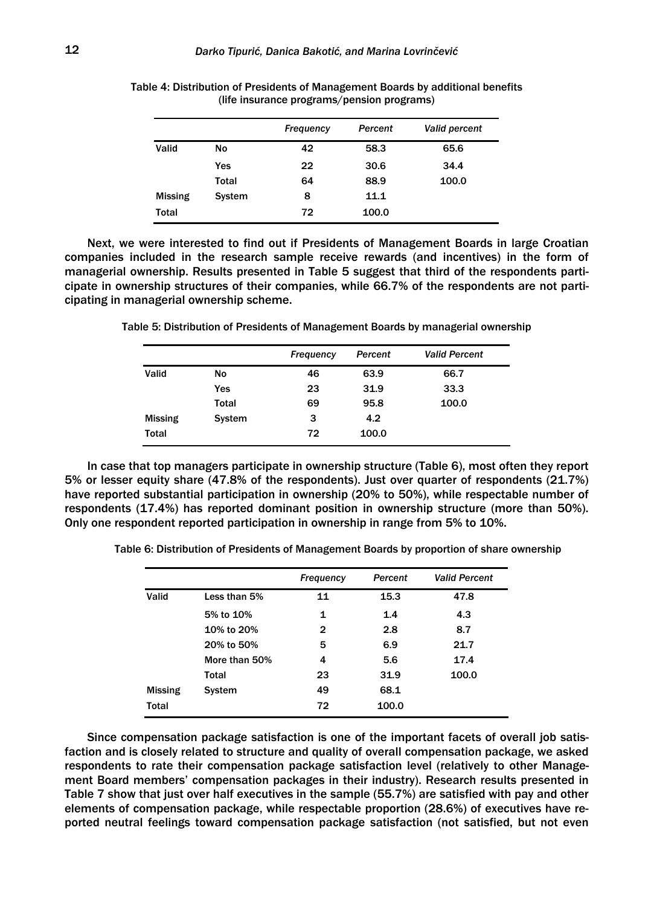Table 4: Distribution of Presidents of Management Boards by additional benefits (life insurance programs/pension programs)

| | | *Frequency* | *Percent* | *Valid percent* |
|---|---|---|---|---|
| Valid | No | 42 | 58.3 | 65.6 |
| | Yes | 22 | 30.6 | 34.4 |
| | Total | 64 | 88.9 | 100.0 |
| Missing | System | 8 | 11.1 | |
| Total | | 72 | 100.0 | |

Next, we were interested to find out if Presidents of Management Boards in large Croatian companies included in the research sample receive rewards (and incentives) in the form of managerial ownership. Results presented in Table 5 suggest that third of the respondents participate in ownership structures of their companies, while 66.7% of the respondents are not participating in managerial ownership scheme.

Table 5: Distribution of Presidents of Management Boards by managerial ownership

| | | *Frequency* | *Percent* | *Valid Percent* |
|---|---|---|---|---|
| Valid | No | 46 | 63.9 | 66.7 |
| | Yes | 23 | 31.9 | 33.3 |
| | Total | 69 | 95.8 | 100.0 |
| Missing | System | 3 | 4.2 | |
| Total | | 72 | 100.0 | |

In case that top managers participate in ownership structure (Table 6), most often they report 5% or lesser equity share (47.8% of the respondents). Just over quarter of respondents (21.7%) have reported substantial participation in ownership (20% to 50%), while respectable number of respondents (17.4%) has reported dominant position in ownership structure (more than 50%). Only one respondent reported participation in ownership in range from 5% to 10%.

Table 6: Distribution of Presidents of Management Boards by proportion of share ownership

| | | *Frequency* | *Percent* | *Valid Percent* |
|---|---|---|---|---|
| Valid | Less than 5% | 11 | 15.3 | 47.8 |
| | 5% to 10% | 1 | 1.4 | 4.3 |
| | 10% to 20% | 2 | 2.8 | 8.7 |
| | 20% to 50% | 5 | 6.9 | 21.7 |
| | More than 50% | 4 | 5.6 | 17.4 |
| | Total | 23 | 31.9 | 100.0 |
| Missing | System | 49 | 68.1 | |
| Total | | 72 | 100.0 | |

Since compensation package satisfaction is one of the important facets of overall job satisfaction and is closely related to structure and quality of overall compensation package, we asked respondents to rate their compensation package satisfaction level (relatively to other Management Board members' compensation packages in their industry). Research results presented in Table 7 show that just over half executives in the sample (55.7%) are satisfied with pay and other elements of compensation package, while respectable proportion (28.6%) of executives have reported neutral feelings toward compensation package satisfaction (not satisfied, but not even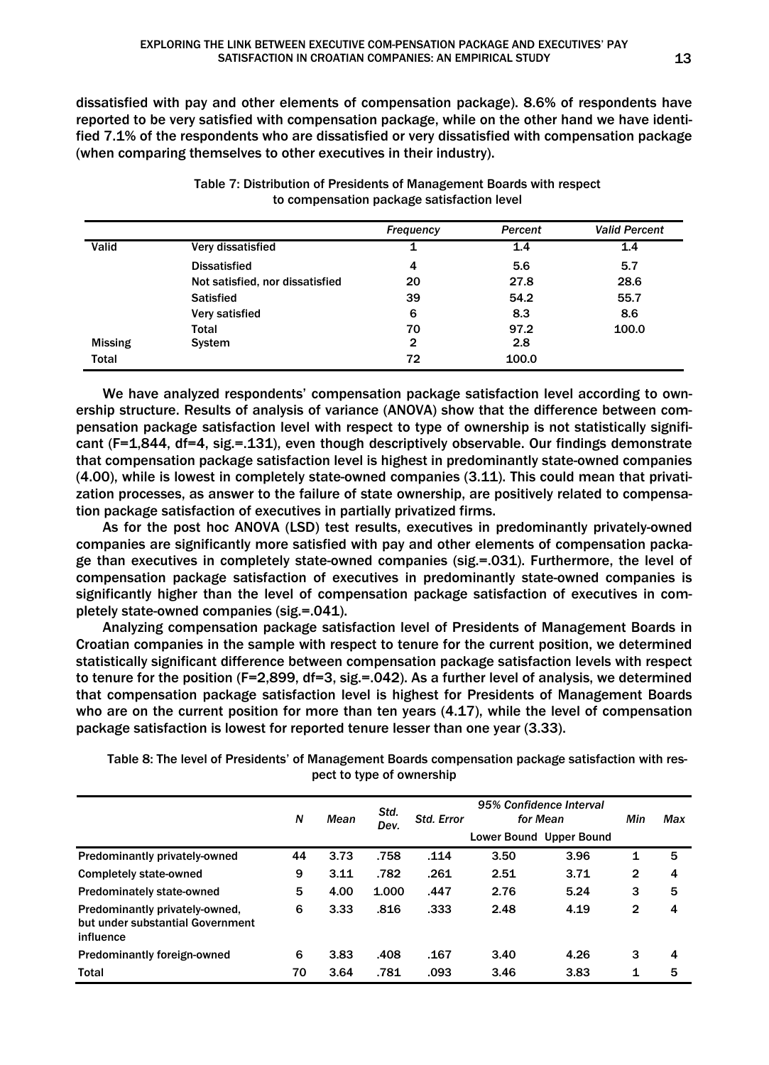dissatisfied with pay and other elements of compensation package). 8.6% of respondents have reported to be very satisfied with compensation package, while on the other hand we have identified 7.1% of the respondents who are dissatisfied or very dissatisfied with compensation package (when comparing themselves to other executives in their industry).

Table 7: Distribution of Presidents of Management Boards with respect to compensation package satisfaction level

| | | *Frequency* | *Percent* | *Valid Percent* |
|---|---|---|---|---|
| Valid | Very dissatisfied | 1 | 1.4 | 1.4 |
| | Dissatisfied | 4 | 5.6 | 5.7 |
| | Not satisfied, nor dissatisfied | 20 | 27.8 | 28.6 |
| | Satisfied | 39 | 54.2 | 55.7 |
| | Very satisfied | 6 | 8.3 | 8.6 |
| | Total | 70 | 97.2 | 100.0 |
| Missing | System | 2 | 2.8 | |
| Total | | 72 | 100.0 | |

We have analyzed respondents' compensation package satisfaction level according to ownership structure. Results of analysis of variance (ANOVA) show that the difference between compensation package satisfaction level with respect to type of ownership is not statistically significant (F=1,844, df=4, sig.=.131), even though descriptively observable. Our findings demonstrate that compensation package satisfaction level is highest in predominantly state-owned companies (4.00), while is lowest in completely state-owned companies (3.11). This could mean that privatization processes, as answer to the failure of state ownership, are positively related to compensation package satisfaction of executives in partially privatized firms.

As for the post hoc ANOVA (LSD) test results, executives in predominantly privately-owned companies are significantly more satisfied with pay and other elements of compensation package than executives in completely state-owned companies (sig.=.031). Furthermore, the level of compensation package satisfaction of executives in predominantly state-owned companies is significantly higher than the level of compensation package satisfaction of executives in completely state-owned companies (sig.=.041).

Analyzing compensation package satisfaction level of Presidents of Management Boards in Croatian companies in the sample with respect to tenure for the current position, we determined statistically significant difference between compensation package satisfaction levels with respect to tenure for the position (F=2,899, df=3, sig.=.042). As a further level of analysis, we determined that compensation package satisfaction level is highest for Presidents of Management Boards who are on the current position for more than ten years (4.17), while the level of compensation package satisfaction is lowest for reported tenure lesser than one year (3.33).

Table 8: The level of Presidents' of Management Boards compensation package satisfaction with respect to type of ownership

| | *N* | *Mean* | *Std. Dev.* | *Std. Error* | *95% Confidence Interval for Mean* | | *Min* | *Max* |
|---|---|---|---|---|---|---|---|---|
| | | | | | Lower Bound | Upper Bound | | |
| Predominantly privately-owned | 44 | 3.73 | .758 | .114 | 3.50 | 3.96 | 1 | 5 |
| Completely state-owned | 9 | 3.11 | .782 | .261 | 2.51 | 3.71 | 2 | 4 |
| Predominately state-owned | 5 | 4.00 | 1.000 | .447 | 2.76 | 5.24 | 3 | 5 |
| Predominantly privately-owned, but under substantial Government influence | 6 | 3.33 | .816 | .333 | 2.48 | 4.19 | 2 | 4 |
| Predominantly foreign-owned | 6 | 3.83 | .408 | .167 | 3.40 | 4.26 | 3 | 4 |
| Total | 70 | 3.64 | .781 | .093 | 3.46 | 3.83 | 1 | 5 |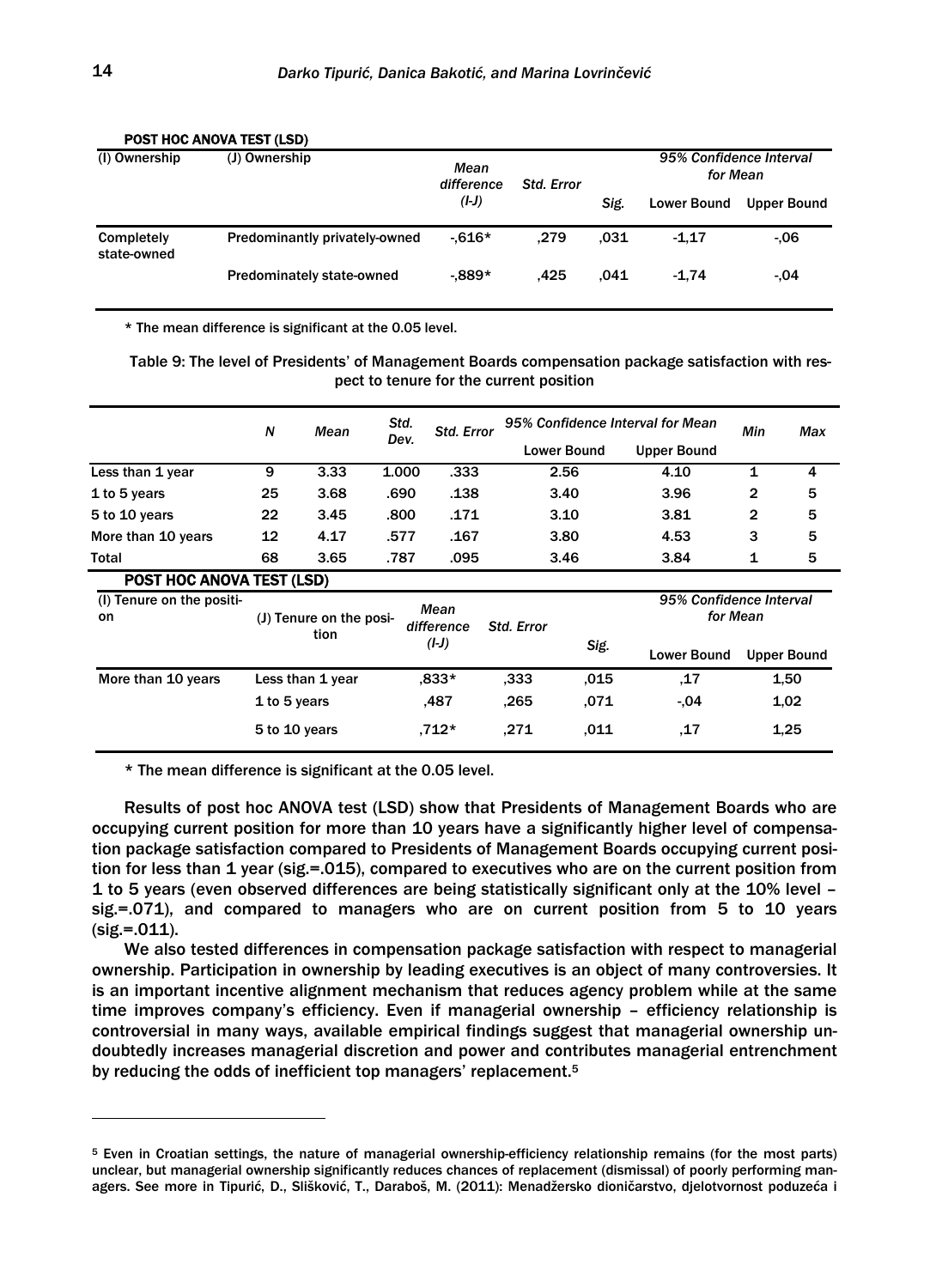POST HOC ANOVA TEST (LSD)

| (I) Ownership | (J) Ownership | Mean difference (I-J) | Std. Error | Sig. | 95% Confidence Interval for Mean | |
|---|---|---|---|---|---|---|
| | | | | | Lower Bound | Upper Bound |
| Completely state-owned | Predominantly privately-owned | -,616* | ,279 | ,031 | -1,17 | -,06 |
| | Predominately state-owned | -,889* | ,425 | ,041 | -1,74 | -,04 |

\* The mean difference is significant at the 0.05 level.

Table 9: The level of Presidents' of Management Boards compensation package satisfaction with respect to tenure for the current position

| | N | Mean | Std. Dev. | Std. Error | 95% Confidence Interval for Mean | | Min | Max |
|---|---|---|---|---|---|---|---|---|
| | | | | | Lower Bound | Upper Bound | | |
| Less than 1 year | 9 | 3.33 | 1.000 | .333 | 2.56 | 4.10 | 1 | 4 |
| 1 to 5 years | 25 | 3.68 | .690 | .138 | 3.40 | 3.96 | 2 | 5 |
| 5 to 10 years | 22 | 3.45 | .800 | .171 | 3.10 | 3.81 | 2 | 5 |
| More than 10 years | 12 | 4.17 | .577 | .167 | 3.80 | 4.53 | 3 | 5 |
| Total | 68 | 3.65 | .787 | .095 | 3.46 | 3.84 | 1 | 5 |

POST HOC ANOVA TEST (LSD)

| (I) Tenure on the position | (J) Tenure on the position | Mean difference (I-J) | Std. Error | Sig. | 95% Confidence Interval for Mean | |
|---|---|---|---|---|---|---|
| | | | | | Lower Bound | Upper Bound |
| More than 10 years | Less than 1 year | ,833* | ,333 | ,015 | ,17 | 1,50 |
| | 1 to 5 years | ,487 | ,265 | ,071 | -,04 | 1,02 |
| | 5 to 10 years | ,712* | ,271 | ,011 | ,17 | 1,25 |

\* The mean difference is significant at the 0.05 level.

Results of post hoc ANOVA test (LSD) show that Presidents of Management Boards who are occupying current position for more than 10 years have a significantly higher level of compensation package satisfaction compared to Presidents of Management Boards occupying current position for less than 1 year (sig.=.015), compared to executives who are on the current position from 1 to 5 years (even observed differences are being statistically significant only at the 10% level – sig.=.071), and compared to managers who are on current position from 5 to 10 years (sig.=.011).

We also tested differences in compensation package satisfaction with respect to managerial ownership. Participation in ownership by leading executives is an object of many controversies. It is an important incentive alignment mechanism that reduces agency problem while at the same time improves company's efficiency. Even if managerial ownership – efficiency relationship is controversial in many ways, available empirical findings suggest that managerial ownership undoubtedly increases managerial discretion and power and contributes managerial entrenchment by reducing the odds of inefficient top managers' replacement.[5]

---

[5] Even in Croatian settings, the nature of managerial ownership-efficiency relationship remains (for the most parts) unclear, but managerial ownership significantly reduces chances of replacement (dismissal) of poorly performing managers. See more in Tipurić, D., Slišković, T., Daraboš, M. (2011): Menadžersko dioničarstvo, djelotvornost poduzeća i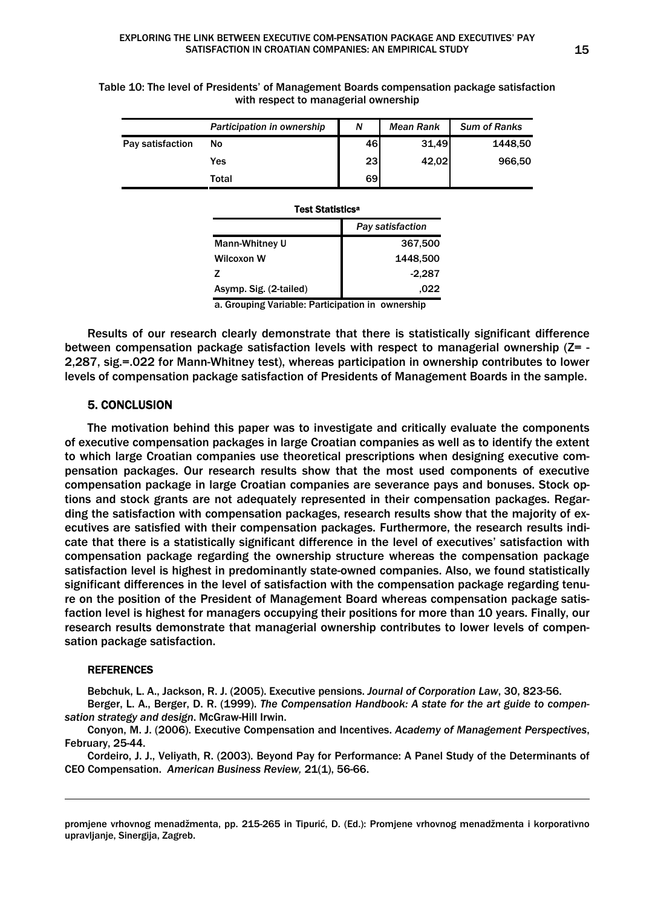Table 10: The level of Presidents' of Management Boards compensation package satisfaction with respect to managerial ownership

| | *Participation in ownership* | *N* | *Mean Rank* | *Sum of Ranks* |
|---|---|---|---|---|
| Pay satisfaction | No | 46 | 31,49 | 1448,50 |
| | Yes | 23 | 42,02 | 966,50 |
| | Total | 69 | | |

**Test Statistics[a]**

| | *Pay satisfaction* |
|---|---|
| Mann-Whitney U | 367,500 |
| Wilcoxon W | 1448,500 |
| Z | -2,287 |
| Asymp. Sig. (2-tailed) | ,022 |

a. Grouping Variable: Participation in ownership

Results of our research clearly demonstrate that there is statistically significant difference between compensation package satisfaction levels with respect to managerial ownership (Z= -2,287, sig.=.022 for Mann-Whitney test), whereas participation in ownership contributes to lower levels of compensation package satisfaction of Presidents of Management Boards in the sample.

## 5. CONCLUSION

The motivation behind this paper was to investigate and critically evaluate the components of executive compensation packages in large Croatian companies as well as to identify the extent to which large Croatian companies use theoretical prescriptions when designing executive compensation packages. Our research results show that the most used components of executive compensation package in large Croatian companies are severance pays and bonuses. Stock options and stock grants are not adequately represented in their compensation packages. Regarding the satisfaction with compensation packages, research results show that the majority of executives are satisfied with their compensation packages. Furthermore, the research results indicate that there is a statistically significant difference in the level of executives' satisfaction with compensation package regarding the ownership structure whereas the compensation package satisfaction level is highest in predominantly state-owned companies. Also, we found statistically significant differences in the level of satisfaction with the compensation package regarding tenure on the position of the President of Management Board whereas compensation package satisfaction level is highest for managers occupying their positions for more than 10 years. Finally, our research results demonstrate that managerial ownership contributes to lower levels of compensation package satisfaction.

### REFERENCES

Bebchuk, L. A., Jackson, R. J. (2005). Executive pensions. *Journal of Corporation Law*, 30, 823-56.

Berger, L. A., Berger, D. R. (1999). *The Compensation Handbook: A state for the art guide to compensation strategy and design*. McGraw-Hill Irwin.

Conyon, M. J. (2006). Executive Compensation and Incentives. *Academy of Management Perspectives*, February, 25-44.

Cordeiro, J. J., Veliyath, R. (2003). Beyond Pay for Performance: A Panel Study of the Determinants of CEO Compensation. *American Business Review,* 21(1), 56-66.

promjene vrhovnog menadžmenta, pp. 215-265 in Tipurić, D. (Ed.): Promjene vrhovnog menadžmenta i korporativno upravljanje, Sinergija, Zagreb.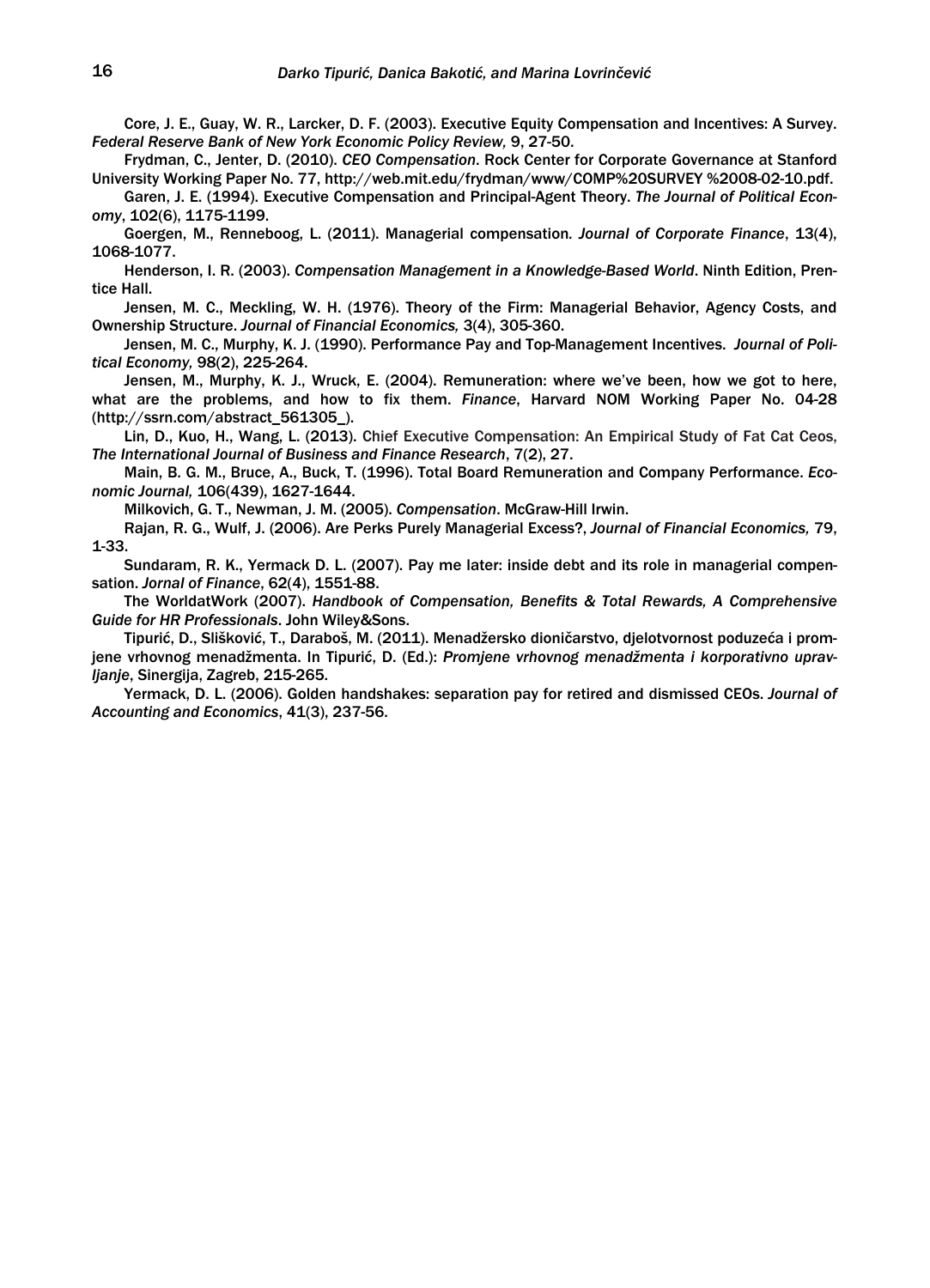Core, J. E., Guay, W. R., Larcker, D. F. (2003). Executive Equity Compensation and Incentives: A Survey. *Federal Reserve Bank of New York Economic Policy Review,* 9, 27-50.

Frydman, C., Jenter, D. (2010). *CEO Compensation*. Rock Center for Corporate Governance at Stanford University Working Paper No. 77, http://web.mit.edu/frydman/www/COMP%20SURVEY %2008-02-10.pdf.

Garen, J. E. (1994). Executive Compensation and Principal-Agent Theory. *The Journal of Political Economy*, 102(6), 1175-1199.

Goergen, M., Renneboog, L. (2011). Managerial compensation. *Journal of Corporate Finance*, 13(4), 1068-1077.

Henderson, I. R. (2003). *Compensation Management in a Knowledge-Based World*. Ninth Edition, Prentice Hall.

Jensen, M. C., Meckling, W. H. (1976). Theory of the Firm: Managerial Behavior, Agency Costs, and Ownership Structure. *Journal of Financial Economics,* 3(4), 305-360.

Jensen, M. C., Murphy, K. J. (1990). Performance Pay and Top-Management Incentives. *Journal of Political Economy,* 98(2), 225-264.

Jensen, M., Murphy, K. J., Wruck, E. (2004). Remuneration: where we've been, how we got to here, what are the problems, and how to fix them. *Finance*, Harvard NOM Working Paper No. 04-28 (http://ssrn.com/abstract_561305_).

Lin, D., Kuo, H., Wang, L. (2013). Chief Executive Compensation: An Empirical Study of Fat Cat Ceos, *The International Journal of Business and Finance Research*, 7(2), 27.

Main, B. G. M., Bruce, A., Buck, T. (1996). Total Board Remuneration and Company Performance. *Economic Journal,* 106(439), 1627-1644.

Milkovich, G. T., Newman, J. M. (2005). *Compensation*. McGraw-Hill Irwin.

Rajan, R. G., Wulf, J. (2006). Are Perks Purely Managerial Excess?, *Journal of Financial Economics,* 79, 1-33.

Sundaram, R. K., Yermack D. L. (2007). Pay me later: inside debt and its role in managerial compensation. *Jornal of Finance*, 62(4), 1551-88.

The WorldatWork (2007). *Handbook of Compensation, Benefits & Total Rewards, A Comprehensive Guide for HR Professionals*. John Wiley&Sons.

Tipurić, D., Slišković, T., Daraboš, M. (2011). Menadžersko dioničarstvo, djelotvornost poduzeća i promjene vrhovnog menadžmenta. In Tipurić, D. (Ed.): *Promjene vrhovnog menadžmenta i korporativno upravljanje*, Sinergija, Zagreb, 215-265.

Yermack, D. L. (2006). Golden handshakes: separation pay for retired and dismissed CEOs. *Journal of Accounting and Economics*, 41(3), 237-56.